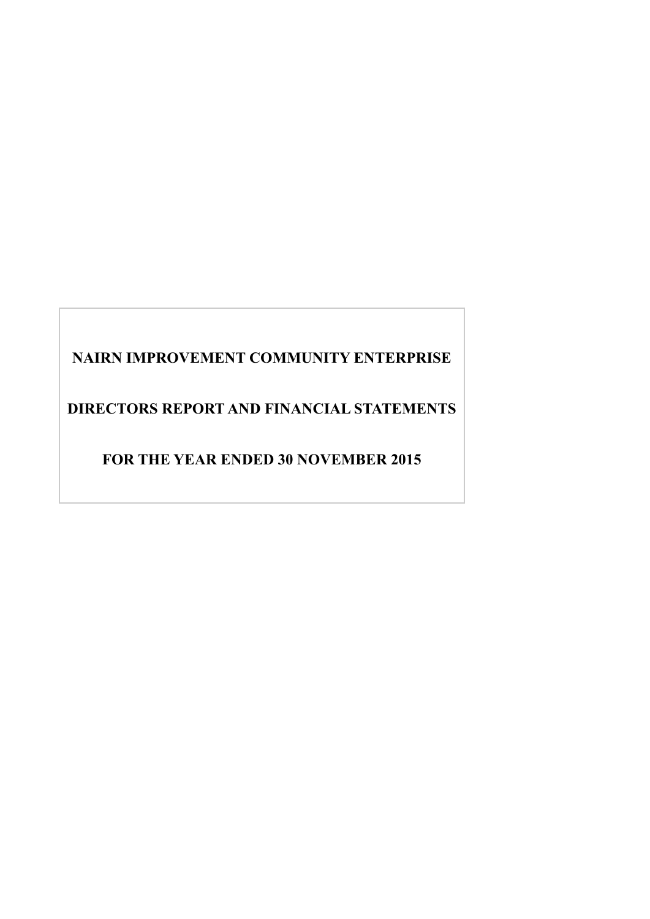# NAIRN IMPROVEMENT COMMUNITY ENTERPRISE

## DIRECTORS REPORT AND FINANCIAL STATEMENTS

## FOR THE YEAR ENDED 30 NOVEMBER 2015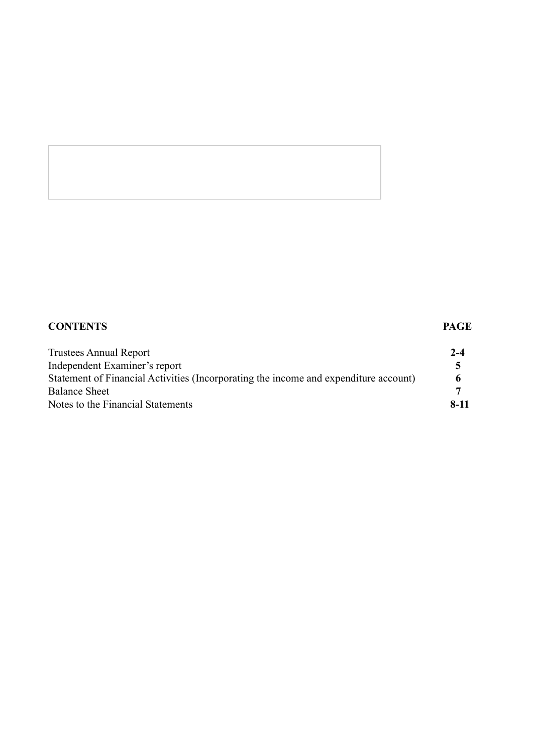| **CONTENTS** | **PAGE** |
|---|---|
| Trustees Annual Report | **2-4** |
| Independent Examiner's report | **5** |
| Statement of Financial Activities (Incorporating the income and expenditure account) | **6** |
| Balance Sheet | **7** |
| Notes to the Financial Statements | **8-11** |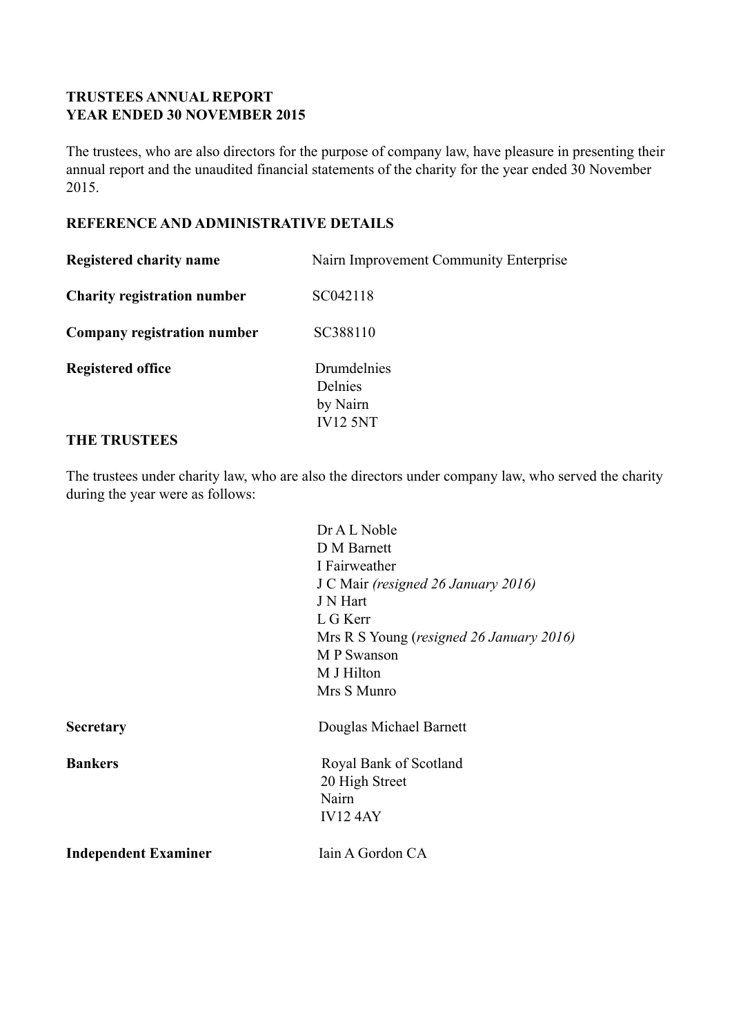**TRUSTEES ANNUAL REPORT**
**YEAR ENDED 30 NOVEMBER 2015**

The trustees, who are also directors for the purpose of company law, have pleasure in presenting their annual report and the unaudited financial statements of the charity for the year ended 30 November 2015.

**REFERENCE AND ADMINISTRATIVE DETAILS**

| | |
|---|---|
| **Registered charity name** | Nairn Improvement Community Enterprise |
| **Charity registration number** | SC042118 |
| **Company registration number** | SC388110 |
| **Registered office** | Drumdelnies<br>Delnies<br>by Nairn<br>IV12 5NT |

**THE TRUSTEES**

The trustees under charity law, who are also the directors under company law, who served the charity during the year were as follows:

Dr A L Noble
D M Barnett
I Fairweather
J C Mair *(resigned 26 January 2016)*
J N Hart
L G Kerr
Mrs R S Young (*resigned 26 January 2016)*
M P Swanson
M J Hilton
Mrs S Munro

| | |
|---|---|
| **Secretary** | Douglas Michael Barnett |
| **Bankers** | Royal Bank of Scotland<br>20 High Street<br>Nairn<br>IV12 4AY |
| **Independent Examiner** | Iain A Gordon CA |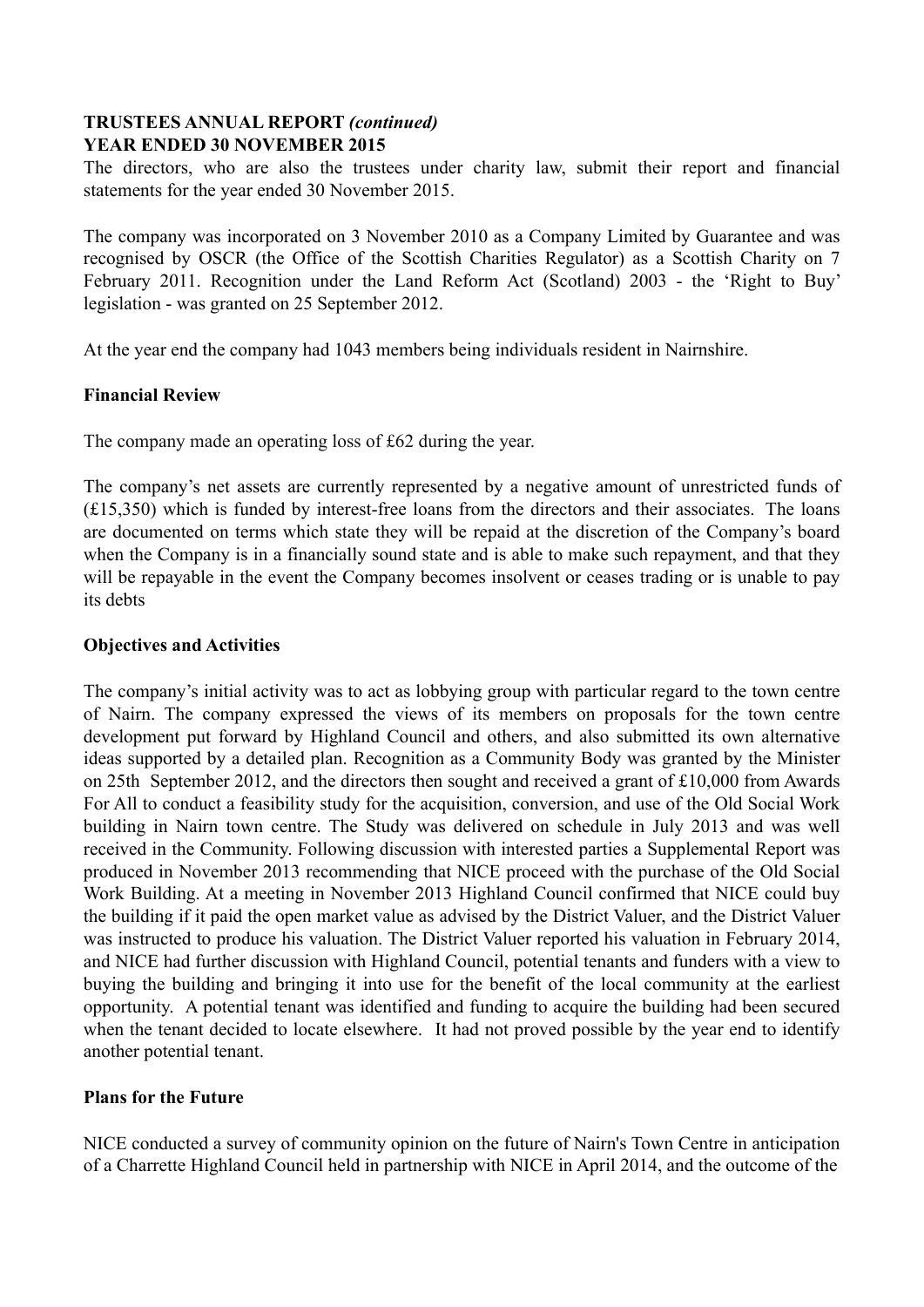**TRUSTEES ANNUAL REPORT** ***(continued)***
**YEAR ENDED 30 NOVEMBER 2015**

The directors, who are also the trustees under charity law, submit their report and financial statements for the year ended 30 November 2015.

The company was incorporated on 3 November 2010 as a Company Limited by Guarantee and was recognised by OSCR (the Office of the Scottish Charities Regulator) as a Scottish Charity on 7 February 2011. Recognition under the Land Reform Act (Scotland) 2003 - the 'Right to Buy' legislation - was granted on 25 September 2012.

At the year end the company had 1043 members being individuals resident in Nairnshire.

**Financial Review**

The company made an operating loss of £62 during the year.

The company's net assets are currently represented by a negative amount of unrestricted funds of (£15,350) which is funded by interest-free loans from the directors and their associates. The loans are documented on terms which state they will be repaid at the discretion of the Company's board when the Company is in a financially sound state and is able to make such repayment, and that they will be repayable in the event the Company becomes insolvent or ceases trading or is unable to pay its debts

**Objectives and Activities**

The company's initial activity was to act as lobbying group with particular regard to the town centre of Nairn. The company expressed the views of its members on proposals for the town centre development put forward by Highland Council and others, and also submitted its own alternative ideas supported by a detailed plan. Recognition as a Community Body was granted by the Minister on 25th September 2012, and the directors then sought and received a grant of £10,000 from Awards For All to conduct a feasibility study for the acquisition, conversion, and use of the Old Social Work building in Nairn town centre. The Study was delivered on schedule in July 2013 and was well received in the Community. Following discussion with interested parties a Supplemental Report was produced in November 2013 recommending that NICE proceed with the purchase of the Old Social Work Building. At a meeting in November 2013 Highland Council confirmed that NICE could buy the building if it paid the open market value as advised by the District Valuer, and the District Valuer was instructed to produce his valuation. The District Valuer reported his valuation in February 2014, and NICE had further discussion with Highland Council, potential tenants and funders with a view to buying the building and bringing it into use for the benefit of the local community at the earliest opportunity. A potential tenant was identified and funding to acquire the building had been secured when the tenant decided to locate elsewhere. It had not proved possible by the year end to identify another potential tenant.

**Plans for the Future**

NICE conducted a survey of community opinion on the future of Nairn's Town Centre in anticipation of a Charrette Highland Council held in partnership with NICE in April 2014, and the outcome of the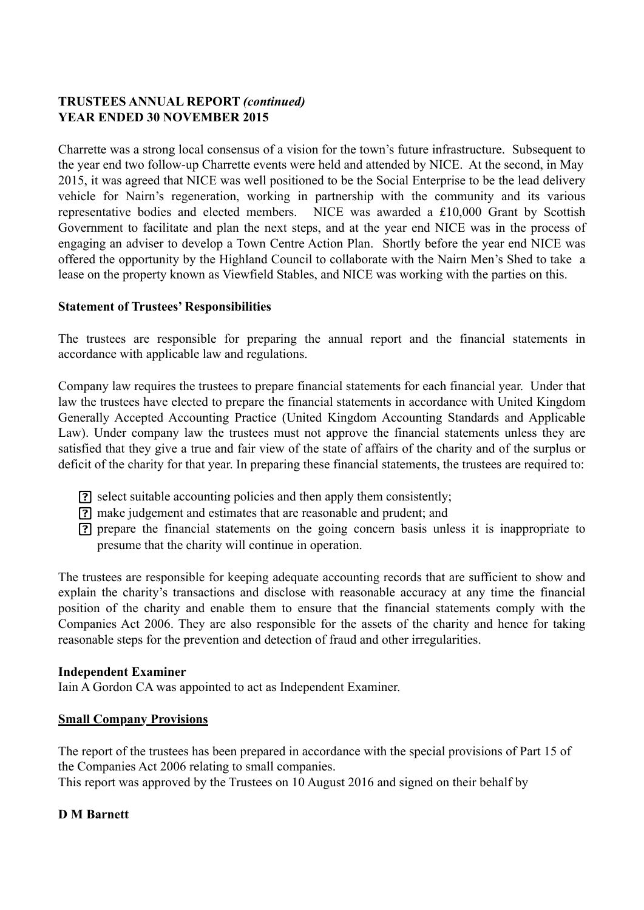**TRUSTEES ANNUAL REPORT *(continued)***
**YEAR ENDED 30 NOVEMBER 2015**

Charrette was a strong local consensus of a vision for the town's future infrastructure. Subsequent to the year end two follow-up Charrette events were held and attended by NICE. At the second, in May 2015, it was agreed that NICE was well positioned to be the Social Enterprise to be the lead delivery vehicle for Nairn's regeneration, working in partnership with the community and its various representative bodies and elected members. NICE was awarded a £10,000 Grant by Scottish Government to facilitate and plan the next steps, and at the year end NICE was in the process of engaging an adviser to develop a Town Centre Action Plan. Shortly before the year end NICE was offered the opportunity by the Highland Council to collaborate with the Nairn Men's Shed to take a lease on the property known as Viewfield Stables, and NICE was working with the parties on this.

**Statement of Trustees' Responsibilities**

The trustees are responsible for preparing the annual report and the financial statements in accordance with applicable law and regulations.

Company law requires the trustees to prepare financial statements for each financial year. Under that law the trustees have elected to prepare the financial statements in accordance with United Kingdom Generally Accepted Accounting Practice (United Kingdom Accounting Standards and Applicable Law). Under company law the trustees must not approve the financial statements unless they are satisfied that they give a true and fair view of the state of affairs of the charity and of the surplus or deficit of the charity for that year. In preparing these financial statements, the trustees are required to:

- select suitable accounting policies and then apply them consistently;
- make judgement and estimates that are reasonable and prudent; and
- prepare the financial statements on the going concern basis unless it is inappropriate to presume that the charity will continue in operation.

The trustees are responsible for keeping adequate accounting records that are sufficient to show and explain the charity's transactions and disclose with reasonable accuracy at any time the financial position of the charity and enable them to ensure that the financial statements comply with the Companies Act 2006. They are also responsible for the assets of the charity and hence for taking reasonable steps for the prevention and detection of fraud and other irregularities.

**Independent Examiner**
Iain A Gordon CA was appointed to act as Independent Examiner.

**Small Company Provisions**

The report of the trustees has been prepared in accordance with the special provisions of Part 15 of the Companies Act 2006 relating to small companies.
This report was approved by the Trustees on 10 August 2016 and signed on their behalf by

**D M Barnett**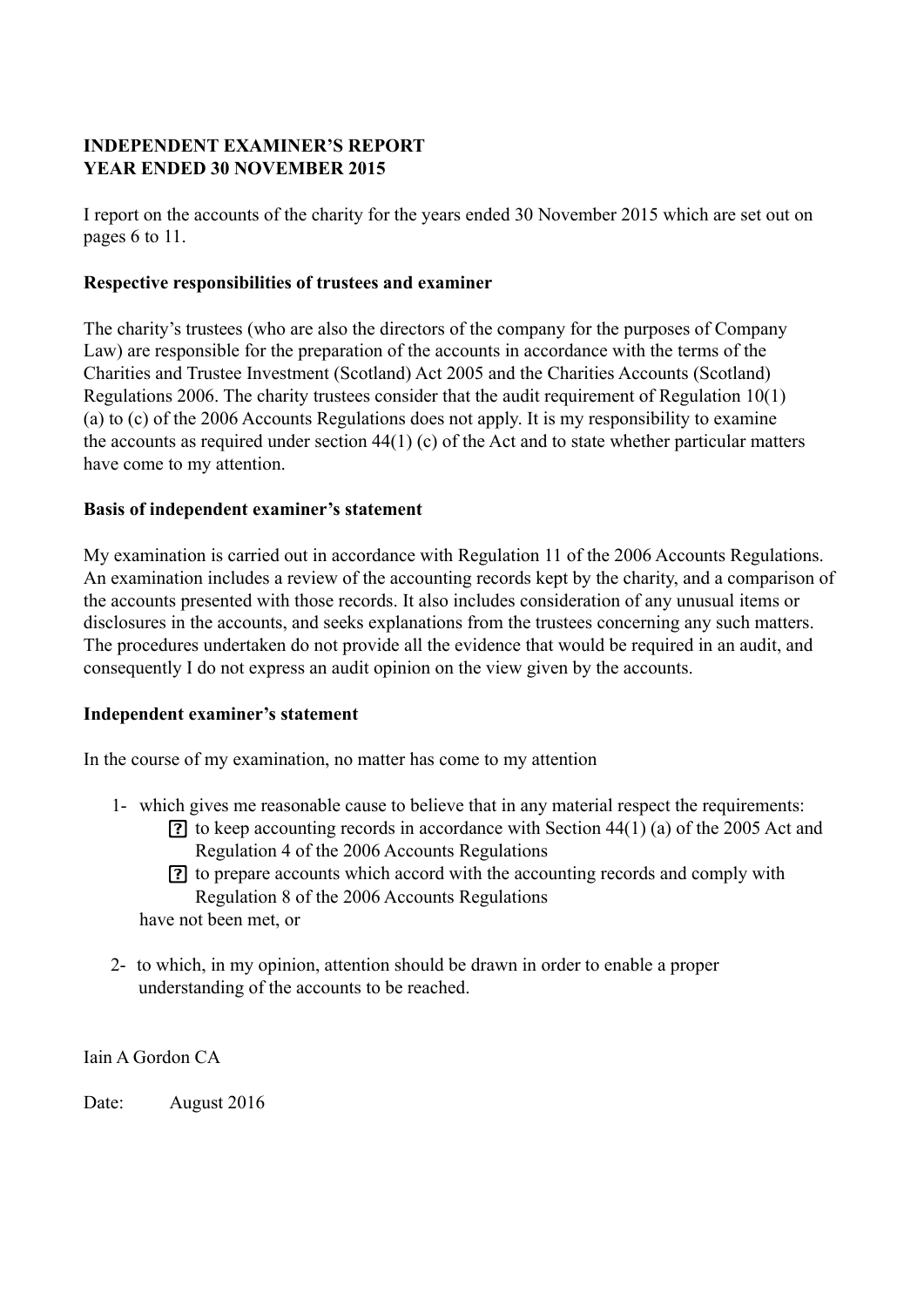**INDEPENDENT EXAMINER'S REPORT**
**YEAR ENDED 30 NOVEMBER 2015**

I report on the accounts of the charity for the years ended 30 November 2015 which are set out on pages 6 to 11.

**Respective responsibilities of trustees and examiner**

The charity's trustees (who are also the directors of the company for the purposes of Company Law) are responsible for the preparation of the accounts in accordance with the terms of the Charities and Trustee Investment (Scotland) Act 2005 and the Charities Accounts (Scotland) Regulations 2006. The charity trustees consider that the audit requirement of Regulation 10(1) (a) to (c) of the 2006 Accounts Regulations does not apply. It is my responsibility to examine the accounts as required under section 44(1) (c) of the Act and to state whether particular matters have come to my attention.

**Basis of independent examiner's statement**

My examination is carried out in accordance with Regulation 11 of the 2006 Accounts Regulations. An examination includes a review of the accounting records kept by the charity, and a comparison of the accounts presented with those records. It also includes consideration of any unusual items or disclosures in the accounts, and seeks explanations from the trustees concerning any such matters. The procedures undertaken do not provide all the evidence that would be required in an audit, and consequently I do not express an audit opinion on the view given by the accounts.

**Independent examiner's statement**

In the course of my examination, no matter has come to my attention

1- which gives me reasonable cause to believe that in any material respect the requirements:
   - to keep accounting records in accordance with Section 44(1) (a) of the 2005 Act and Regulation 4 of the 2006 Accounts Regulations
   - to prepare accounts which accord with the accounting records and comply with Regulation 8 of the 2006 Accounts Regulations

   have not been met, or

2- to which, in my opinion, attention should be drawn in order to enable a proper understanding of the accounts to be reached.

Iain A Gordon CA

Date: August 2016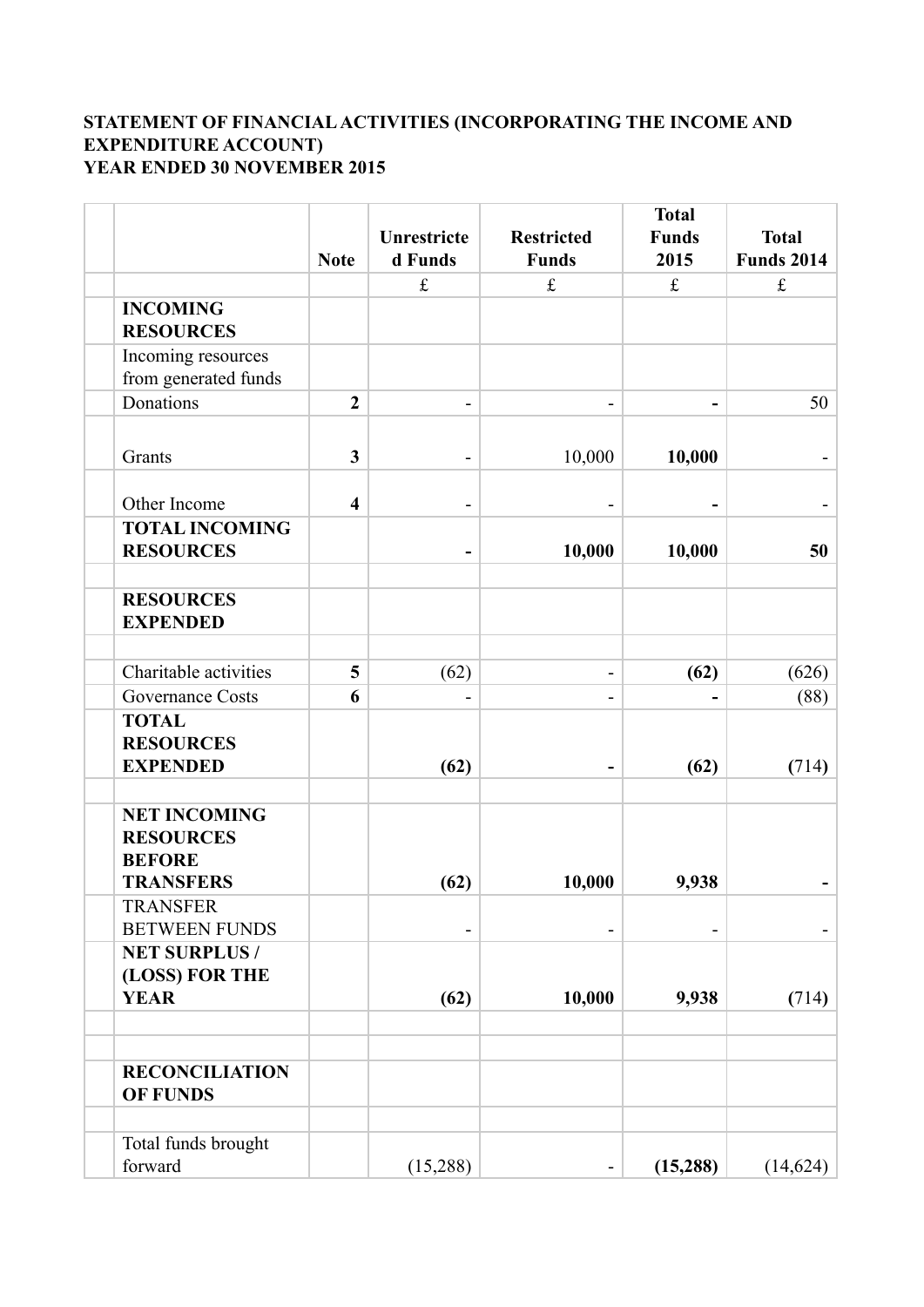**STATEMENT OF FINANCIAL ACTIVITIES (INCORPORATING THE INCOME AND EXPENDITURE ACCOUNT)**
**YEAR ENDED 30 NOVEMBER 2015**

| | Note | Unrestricted Funds | Restricted Funds | Total Funds 2015 | Total Funds 2014 |
|---|---|---|---|---|---|
| | | £ | £ | £ | £ |
| **INCOMING RESOURCES** | | | | | |
| Incoming resources from generated funds | | | | | |
| Donations | **2** | - | - | **-** | 50 |
| Grants | **3** | - | 10,000 | **10,000** | - |
| Other Income | **4** | - | - | **-** | - |
| **TOTAL INCOMING RESOURCES** | | **-** | **10,000** | **10,000** | **50** |
| | | | | | |
| **RESOURCES EXPENDED** | | | | | |
| | | | | | |
| Charitable activities | **5** | (62) | - | **(62)** | (626) |
| Governance Costs | **6** | - | - | **-** | (88) |
| **TOTAL RESOURCES EXPENDED** | | **(62)** | **-** | **(62)** | **(714)** |
| | | | | | |
| **NET INCOMING RESOURCES BEFORE TRANSFERS** | | **(62)** | **10,000** | **9,938** | **-** |
| TRANSFER BETWEEN FUNDS | | - | - | - | - |
| **NET SURPLUS / (LOSS) FOR THE YEAR** | | **(62)** | **10,000** | **9,938** | **(714)** |
| | | | | | |
| | | | | | |
| **RECONCILIATION OF FUNDS** | | | | | |
| | | | | | |
| Total funds brought forward | | (15,288) | - | **(15,288)** | (14,624) |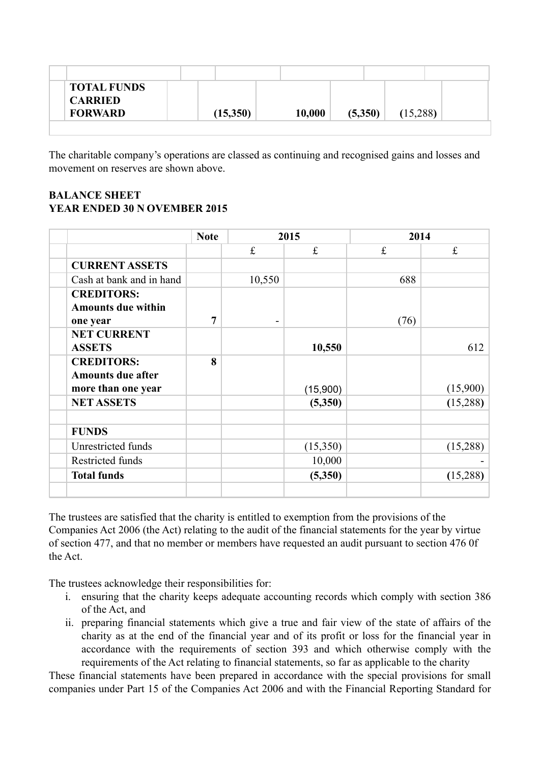| | | | | | |
|---|---|---|---|---|---|
| TOTAL FUNDS CARRIED FORWARD | | **(15,350)** | **10,000** | **(5,350)** | (15,288**)** |

The charitable company's operations are classed as continuing and recognised gains and losses and movement on reserves are shown above.

**BALANCE SHEET**
**YEAR ENDED 30 N OVEMBER 2015**

| | Note | 2015 | | 2014 | |
|---|---|---|---|---|---|
| | | £ | £ | £ | £ |
| **CURRENT ASSETS** | | | | | |
| Cash at bank and in hand | | 10,550 | | 688 | |
| **CREDITORS: Amounts due within one year** | **7** | - | | (76) | |
| **NET CURRENT ASSETS** | | | **10,550** | | 612 |
| **CREDITORS: Amounts due after more than one year** | **8** | | (15,900) | | (15,900) |
| **NET ASSETS** | | | **(5,350)** | | **(**15,288**)** |
| | | | | | |
| **FUNDS** | | | | | |
| Unrestricted funds | | | (15,350) | | (15,288) |
| Restricted funds | | | 10,000 | | - |
| **Total funds** | | | **(5,350)** | | **(**15,288**)** |

The trustees are satisfied that the charity is entitled to exemption from the provisions of the Companies Act 2006 (the Act) relating to the audit of the financial statements for the year by virtue of section 477, and that no member or members have requested an audit pursuant to section 476 0f the Act.

The trustees acknowledge their responsibilities for:

i. ensuring that the charity keeps adequate accounting records which comply with section 386 of the Act, and
ii. preparing financial statements which give a true and fair view of the state of affairs of the charity as at the end of the financial year and of its profit or loss for the financial year in accordance with the requirements of section 393 and which otherwise comply with the requirements of the Act relating to financial statements, so far as applicable to the charity

These financial statements have been prepared in accordance with the special provisions for small companies under Part 15 of the Companies Act 2006 and with the Financial Reporting Standard for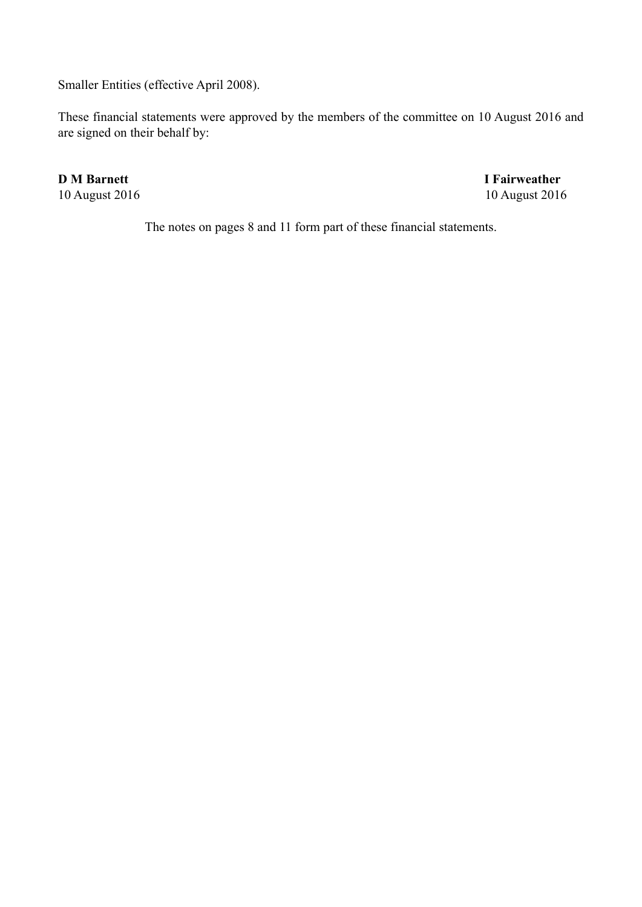Smaller Entities (effective April 2008).

These financial statements were approved by the members of the committee on 10 August 2016 and are signed on their behalf by:

| | |
|---|---|
| **D M Barnett** | **I Fairweather** |
| 10 August 2016 | 10 August 2016 |

The notes on pages 8 and 11 form part of these financial statements.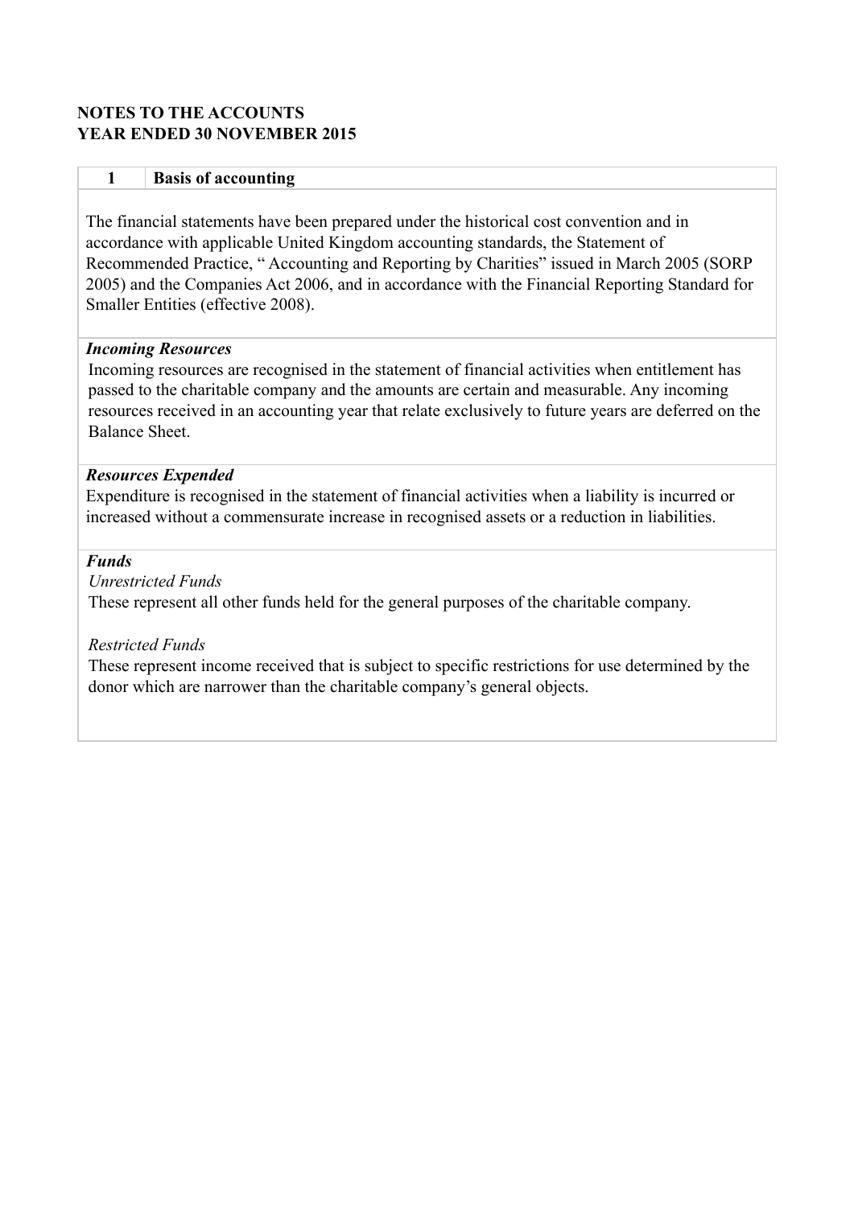**NOTES TO THE ACCOUNTS**
**YEAR ENDED 30 NOVEMBER 2015**

| 1 | **Basis of accounting** |
|---|---|

The financial statements have been prepared under the historical cost convention and in accordance with applicable United Kingdom accounting standards, the Statement of Recommended Practice, " Accounting and Reporting by Charities" issued in March 2005 (SORP 2005) and the Companies Act 2006, and in accordance with the Financial Reporting Standard for Smaller Entities (effective 2008).

***Incoming Resources***

Incoming resources are recognised in the statement of financial activities when entitlement has passed to the charitable company and the amounts are certain and measurable. Any incoming resources received in an accounting year that relate exclusively to future years are deferred on the Balance Sheet.

***Resources Expended***

Expenditure is recognised in the statement of financial activities when a liability is incurred or increased without a commensurate increase in recognised assets or a reduction in liabilities.

***Funds***

*Unrestricted Funds*

These represent all other funds held for the general purposes of the charitable company.

*Restricted Funds*

These represent income received that is subject to specific restrictions for use determined by the donor which are narrower than the charitable company's general objects.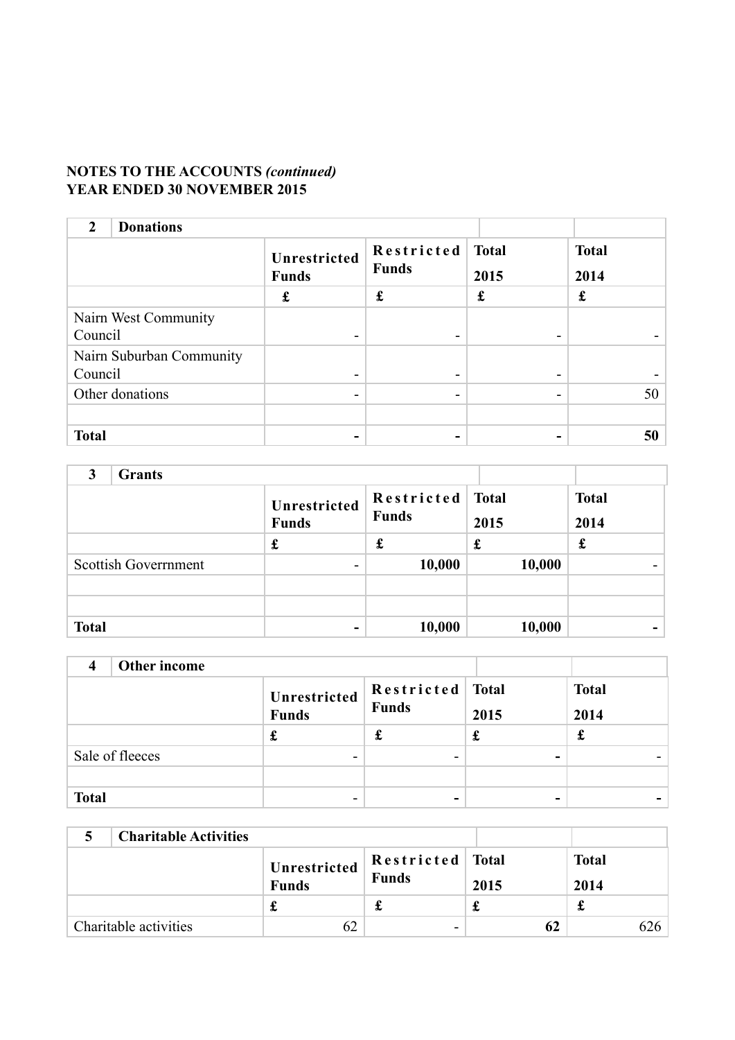**NOTES TO THE ACCOUNTS *(continued)***
**YEAR ENDED 30 NOVEMBER 2015**

| **2** | **Donations** | | | |
|---|---|---|---|---|
| | **Unrestricted Funds** | **Restricted Funds** | **Total 2015** | **Total 2014** |
| | **£** | **£** | **£** | **£** |
| Nairn West Community Council | - | - | - | - |
| Nairn Suburban Community Council | - | - | - | - |
| Other donations | - | - | - | 50 |
| | | | | |
| **Total** | **-** | **-** | **-** | **50** |

| **3** | **Grants** | | | |
|---|---|---|---|---|
| | **Unrestricted Funds** | **Restricted Funds** | **Total 2015** | **Total 2014** |
| | **£** | **£** | **£** | **£** |
| Scottish Goverrnment | - | **10,000** | **10,000** | - |
| | | | | |
| | | | | |
| **Total** | **-** | **10,000** | **10,000** | **-** |

| **4** | **Other income** | | | |
|---|---|---|---|---|
| | **Unrestricted Funds** | **Restricted Funds** | **Total 2015** | **Total 2014** |
| | **£** | **£** | **£** | **£** |
| Sale of fleeces | - | - | **-** | - |
| | | | | |
| **Total** | - | **-** | **-** | **-** |

| **5** | **Charitable Activities** | | | |
|---|---|---|---|---|
| | **Unrestricted Funds** | **Restricted Funds** | **Total 2015** | **Total 2014** |
| | **£** | **£** | **£** | **£** |
| Charitable activities | 62 | - | **62** | 626 |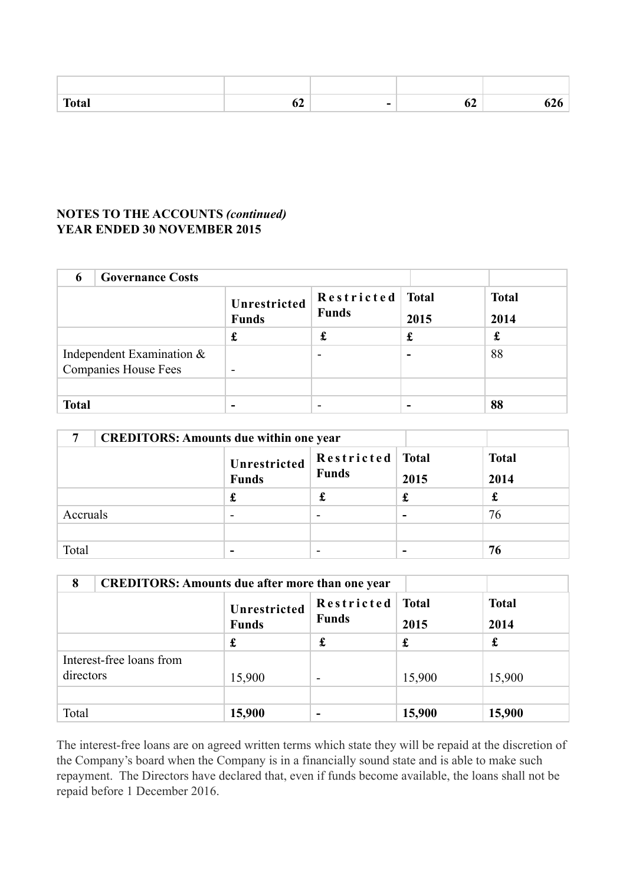| | | | | |
|---|---|---|---|---|
| | | | | |
| **Total** | **62** | **-** | **62** | **626** |

**NOTES TO THE ACCOUNTS** ***(continued)***
**YEAR ENDED 30 NOVEMBER 2015**

| **6** **Governance Costs** | | | | |
|---|---|---|---|---|
| | **Unrestricted Funds** | **Restricted Funds** | **Total 2015** | **Total 2014** |
| | **£** | **£** | **£** | **£** |
| Independent Examination & Companies House Fees | - | - | **-** | 88 |
| | | | | |
| **Total** | **-** | - | **-** | **88** |

| **7** **CREDITORS: Amounts due within one year** | | | | |
|---|---|---|---|---|
| | **Unrestricted Funds** | **Restricted Funds** | **Total 2015** | **Total 2014** |
| | **£** | **£** | **£** | **£** |
| Accruals | - | - | **-** | 76 |
| | | | | |
| Total | **-** | - | **-** | **76** |

| **8** **CREDITORS: Amounts due after more than one year** | | | | |
|---|---|---|---|---|
| | **Unrestricted Funds** | **Restricted Funds** | **Total 2015** | **Total 2014** |
| | **£** | **£** | **£** | **£** |
| Interest-free loans from directors | 15,900 | - | 15,900 | 15,900 |
| | | | | |
| Total | **15,900** | **-** | **15,900** | **15,900** |

The interest-free loans are on agreed written terms which state they will be repaid at the discretion of the Company's board when the Company is in a financially sound state and is able to make such repayment. The Directors have declared that, even if funds become available, the loans shall not be repaid before 1 December 2016.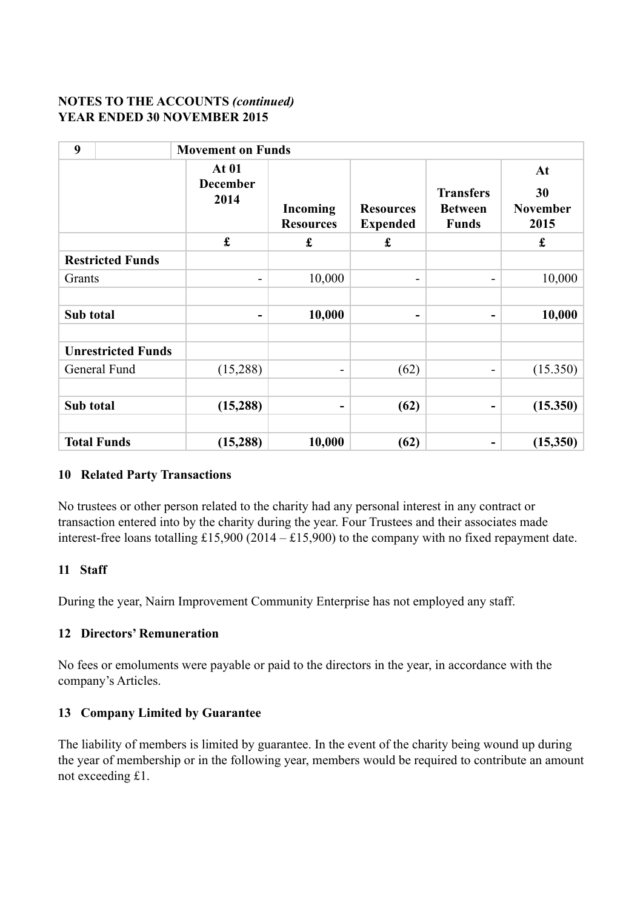**NOTES TO THE ACCOUNTS *(continued)***
**YEAR ENDED 30 NOVEMBER 2015**

| 9 | Movement on Funds | | | | |
|---|---|---|---|---|---|
| | **At 01 December 2014** | **Incoming Resources** | **Resources Expended** | **Transfers Between Funds** | **At 30 November 2015** |
| | **£** | **£** | **£** | | **£** |
| **Restricted Funds** | | | | | |
| Grants | - | 10,000 | - | - | 10,000 |
| | | | | | |
| **Sub total** | **-** | **10,000** | **-** | **-** | **10,000** |
| | | | | | |
| **Unrestricted Funds** | | | | | |
| General Fund | (15,288) | - | (62) | - | (15.350) |
| | | | | | |
| **Sub total** | **(15,288)** | **-** | **(62)** | **-** | **(15.350)** |
| | | | | | |
| **Total Funds** | **(15,288)** | **10,000** | **(62)** | **-** | **(15,350)** |

### 10 Related Party Transactions

No trustees or other person related to the charity had any personal interest in any contract or transaction entered into by the charity during the year. Four Trustees and their associates made interest-free loans totalling £15,900 (2014 – £15,900) to the company with no fixed repayment date.

### 11 Staff

During the year, Nairn Improvement Community Enterprise has not employed any staff.

### 12 Directors' Remuneration

No fees or emoluments were payable or paid to the directors in the year, in accordance with the company's Articles.

### 13 Company Limited by Guarantee

The liability of members is limited by guarantee. In the event of the charity being wound up during the year of membership or in the following year, members would be required to contribute an amount not exceeding £1.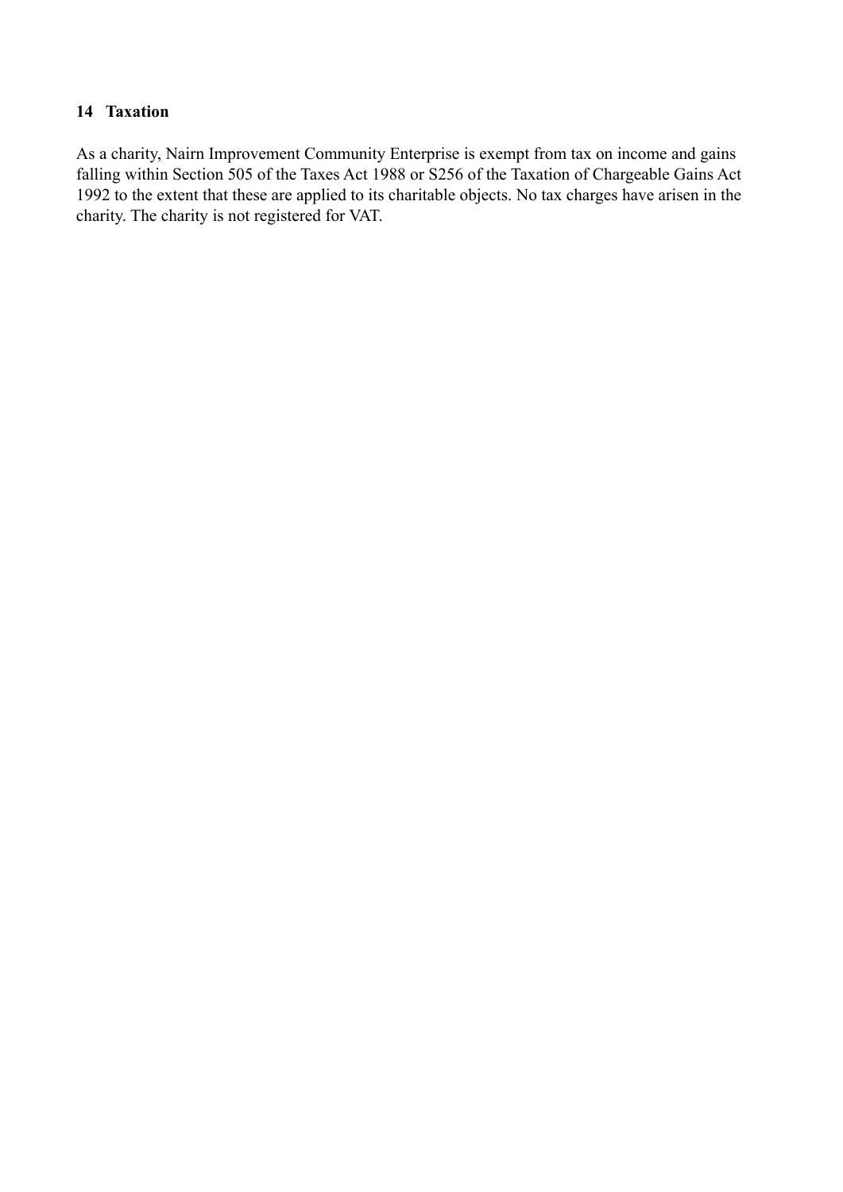## 14 Taxation

As a charity, Nairn Improvement Community Enterprise is exempt from tax on income and gains falling within Section 505 of the Taxes Act 1988 or S256 of the Taxation of Chargeable Gains Act 1992 to the extent that these are applied to its charitable objects. No tax charges have arisen in the charity. The charity is not registered for VAT.